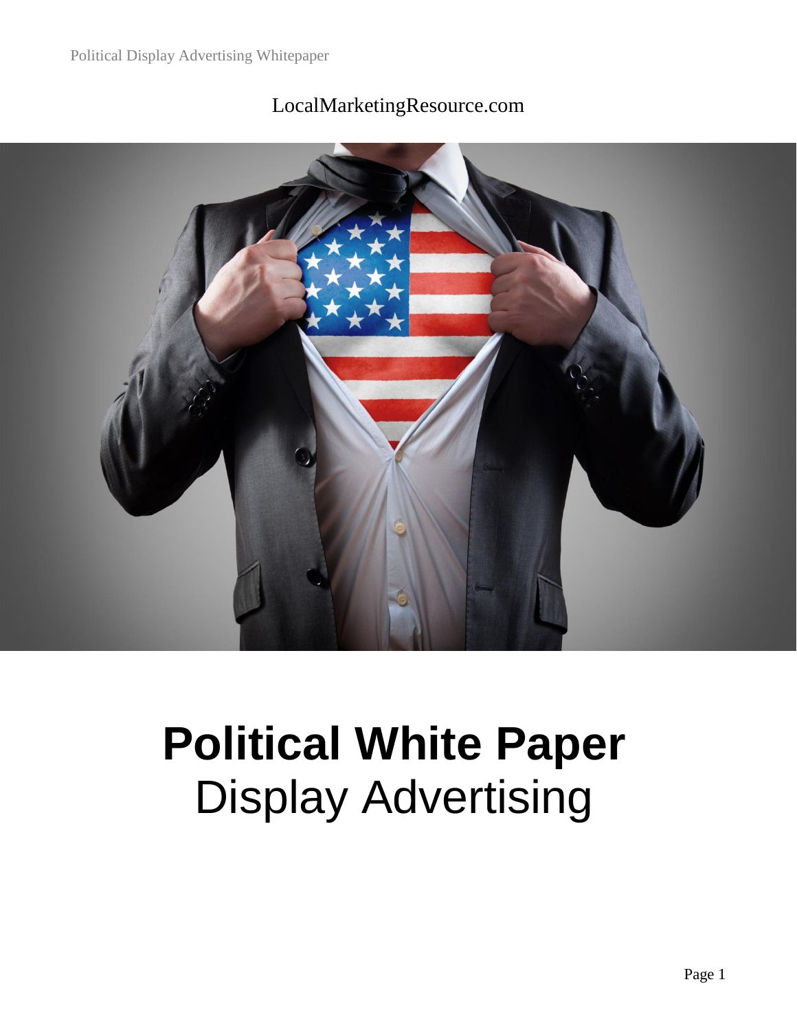LocalMarketingResource.com

# Political White Paper

## Display Advertising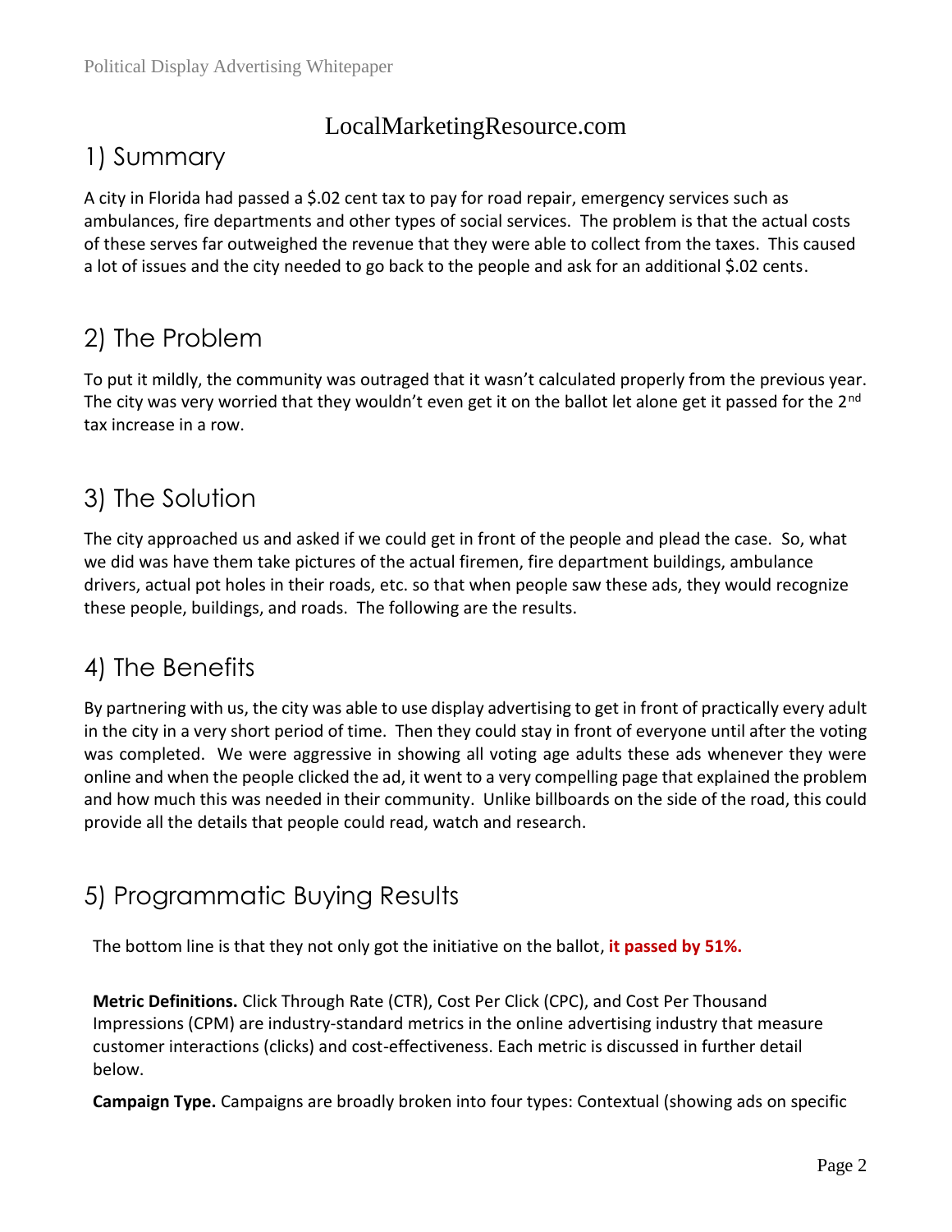LocalMarketingResource.com

## 1) Summary

A city in Florida had passed a $.02 cent tax to pay for road repair, emergency services such as ambulances, fire departments and other types of social services. The problem is that the actual costs of these serves far outweighed the revenue that they were able to collect from the taxes. This caused a lot of issues and the city needed to go back to the people and ask for an additional $.02 cents.

## 2) The Problem

To put it mildly, the community was outraged that it wasn't calculated properly from the previous year. The city was very worried that they wouldn't even get it on the ballot let alone get it passed for the 2nd tax increase in a row.

## 3) The Solution

The city approached us and asked if we could get in front of the people and plead the case. So, what we did was have them take pictures of the actual firemen, fire department buildings, ambulance drivers, actual pot holes in their roads, etc. so that when people saw these ads, they would recognize these people, buildings, and roads. The following are the results.

## 4) The Benefits

By partnering with us, the city was able to use display advertising to get in front of practically every adult in the city in a very short period of time. Then they could stay in front of everyone until after the voting was completed. We were aggressive in showing all voting age adults these ads whenever they were online and when the people clicked the ad, it went to a very compelling page that explained the problem and how much this was needed in their community. Unlike billboards on the side of the road, this could provide all the details that people could read, watch and research.

## 5) Programmatic Buying Results

The bottom line is that they not only got the initiative on the ballot, **it passed by 51%.**

**Metric Definitions.** Click Through Rate (CTR), Cost Per Click (CPC), and Cost Per Thousand Impressions (CPM) are industry-standard metrics in the online advertising industry that measure customer interactions (clicks) and cost-effectiveness. Each metric is discussed in further detail below.

**Campaign Type.** Campaigns are broadly broken into four types: Contextual (showing ads on specific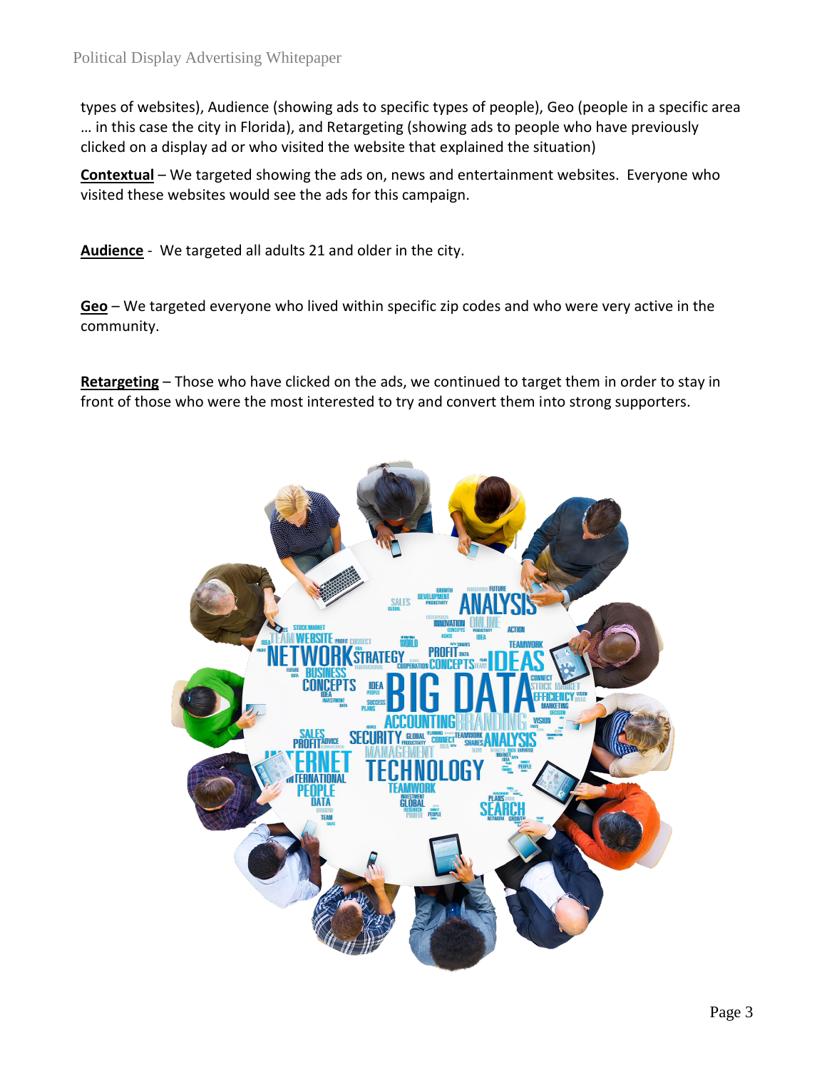types of websites), Audience (showing ads to specific types of people), Geo (people in a specific area … in this case the city in Florida), and Retargeting (showing ads to people who have previously clicked on a display ad or who visited the website that explained the situation)

**Contextual** – We targeted showing the ads on, news and entertainment websites. Everyone who visited these websites would see the ads for this campaign.

**Audience** - We targeted all adults 21 and older in the city.

**Geo** – We targeted everyone who lived within specific zip codes and who were very active in the community.

**Retargeting** – Those who have clicked on the ads, we continued to target them in order to stay in front of those who were the most interested to try and convert them into strong supporters.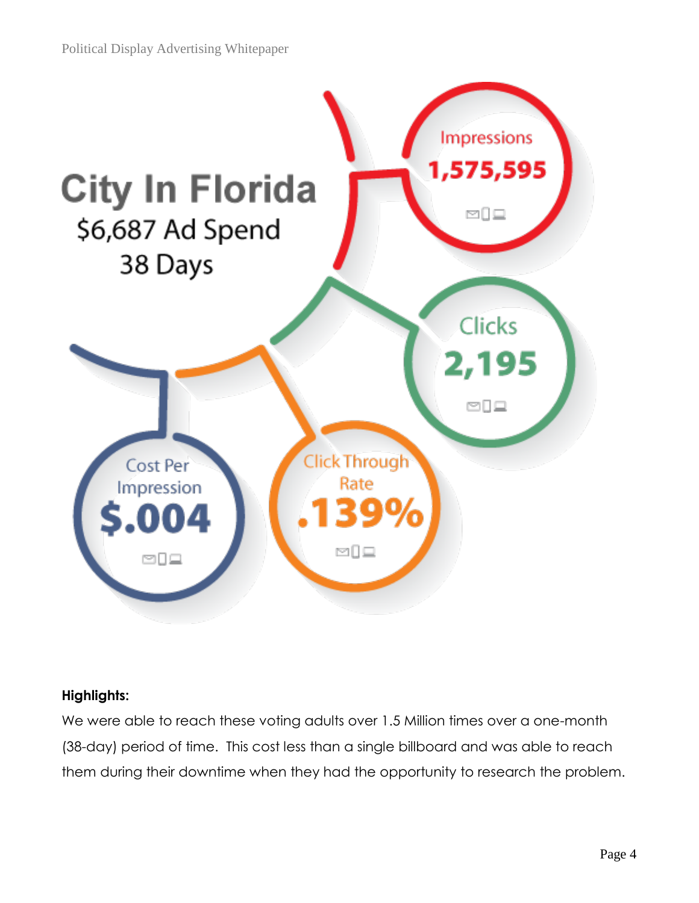# City In Florida

$6,687 Ad Spend

38 Days

Impressions
**1,575,595**

Clicks
**2,195**

Cost Per Impression
**$.004**

Click Through Rate
**.139%**

**Highlights:**

We were able to reach these voting adults over 1.5 Million times over a one-month (38-day) period of time. This cost less than a single billboard and was able to reach them during their downtime when they had the opportunity to research the problem.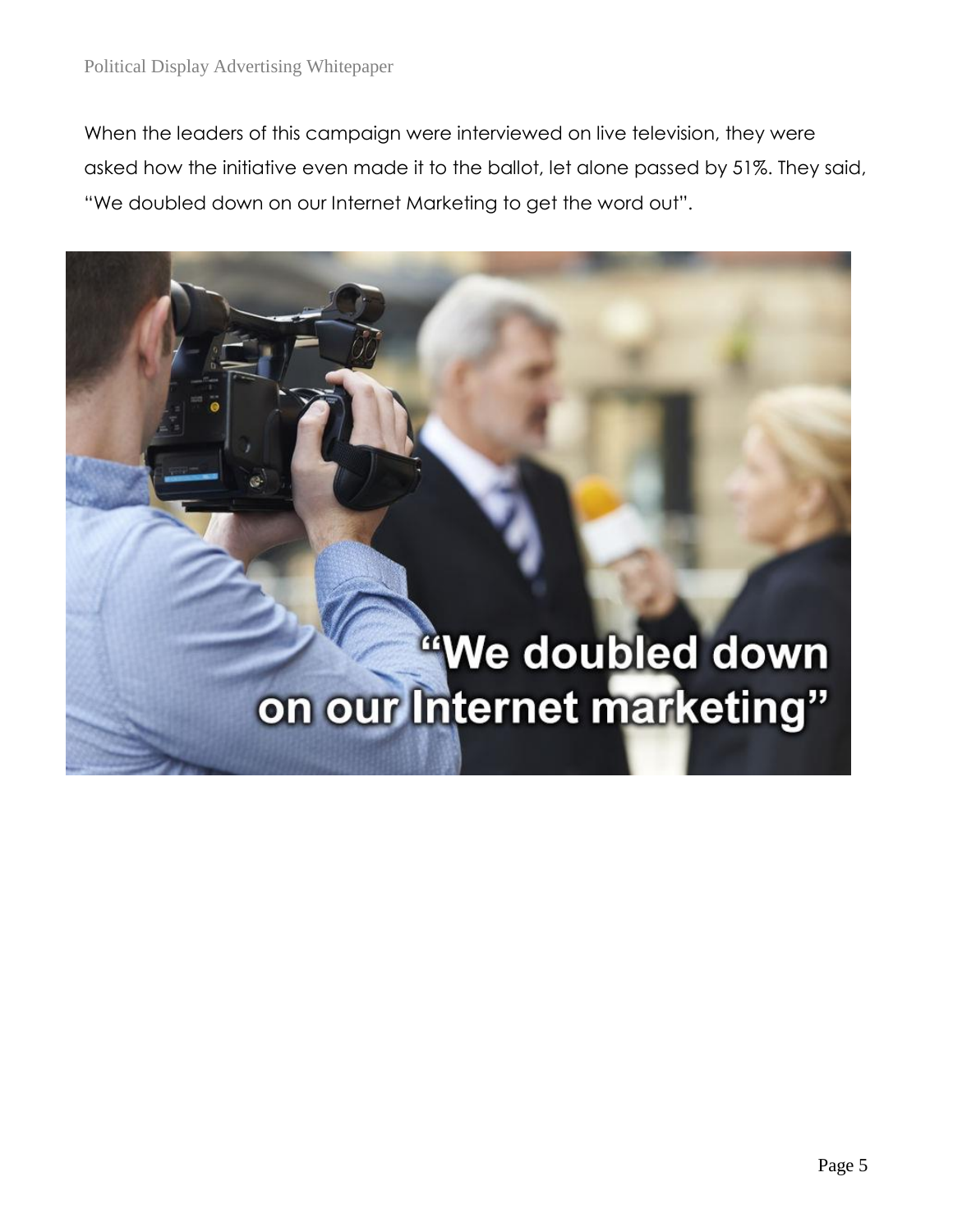When the leaders of this campaign were interviewed on live television, they were asked how the initiative even made it to the ballot, let alone passed by 51%. They said, "We doubled down on our Internet Marketing to get the word out".